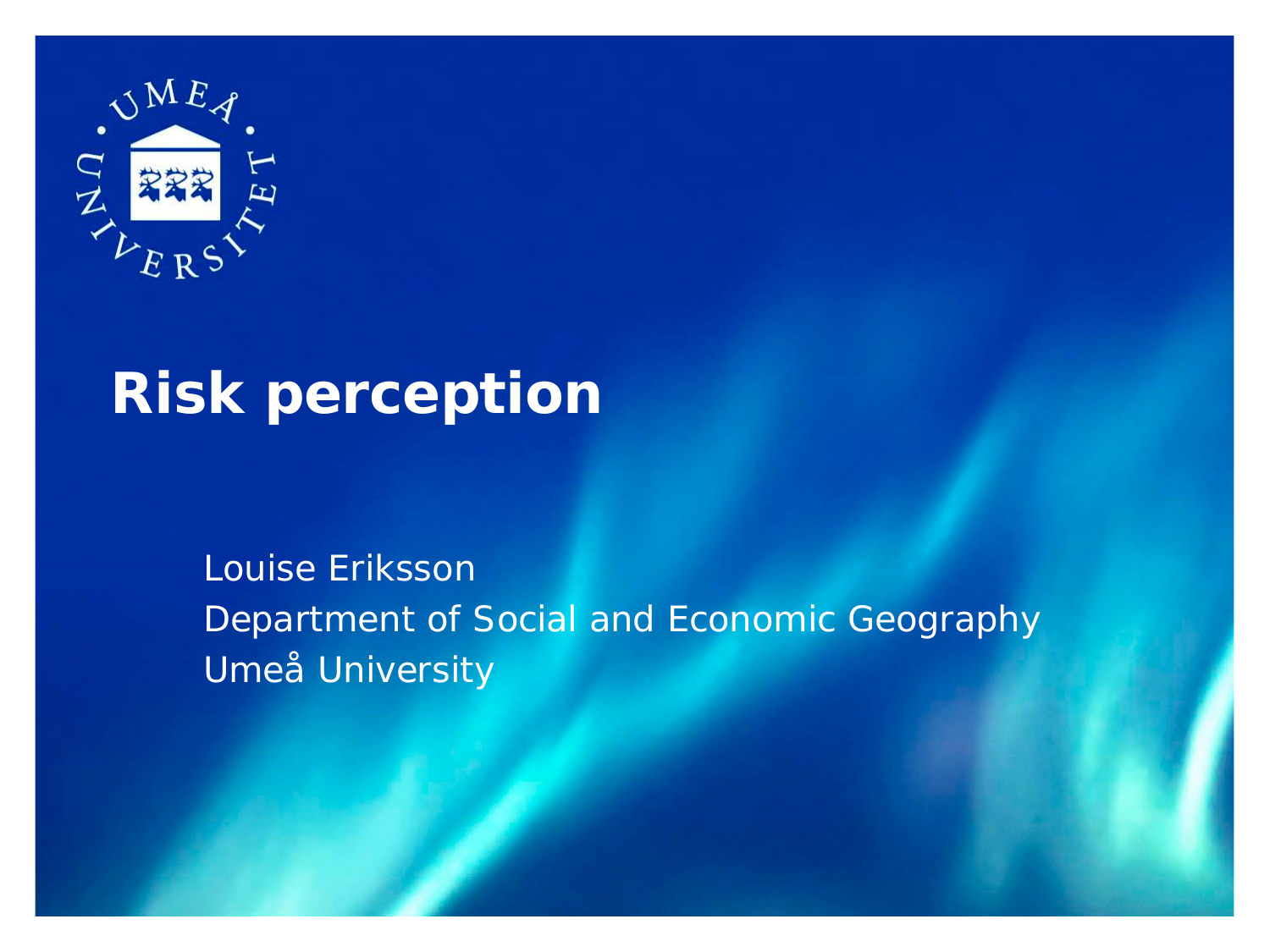# Risk perception

Louise Eriksson
Department of Social and Economic Geography
Umeå University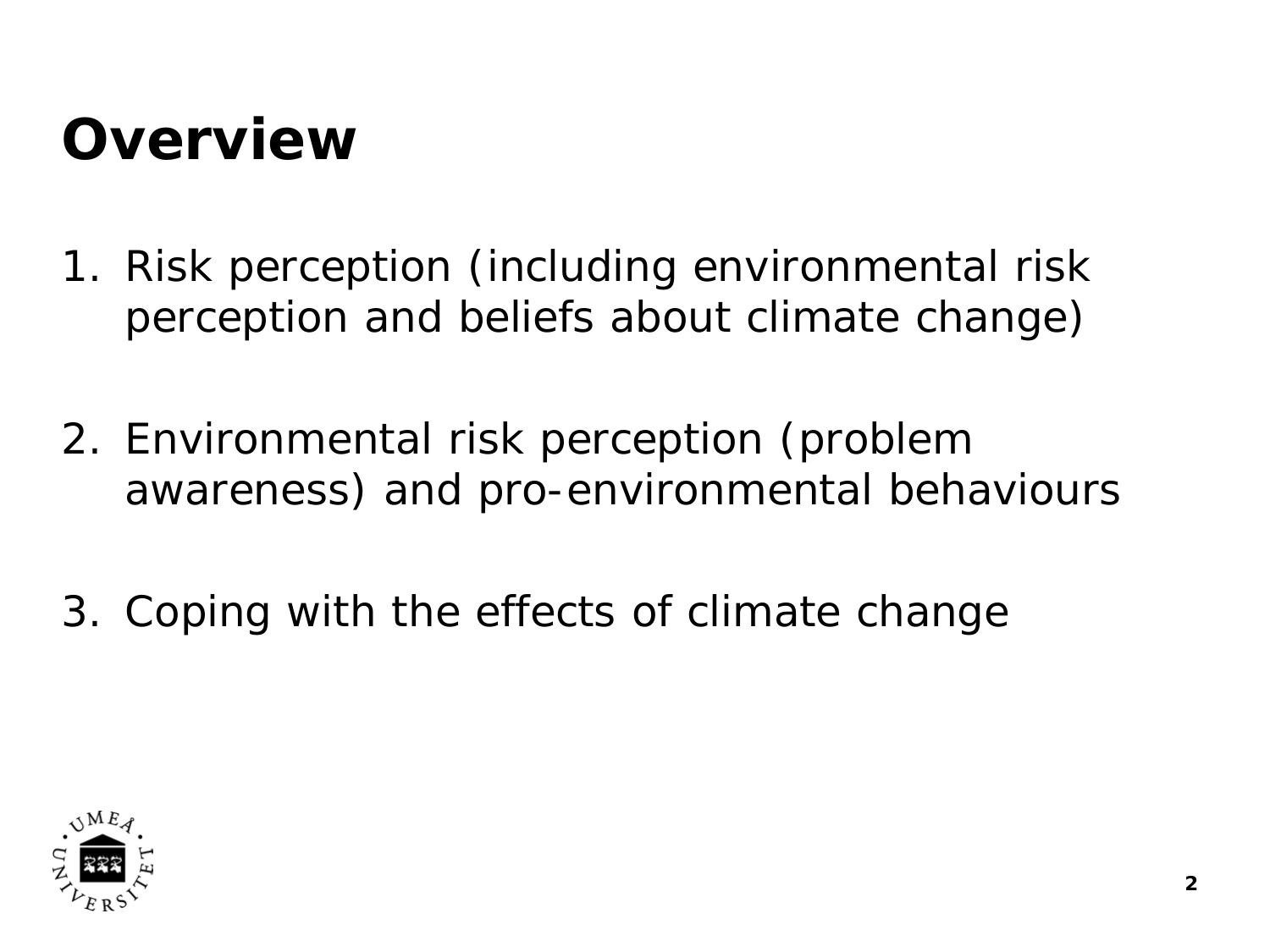# Overview

1. Risk perception (including environmental risk perception and beliefs about climate change)

2. Environmental risk perception (problem awareness) and pro-environmental behaviours

3. Coping with the effects of climate change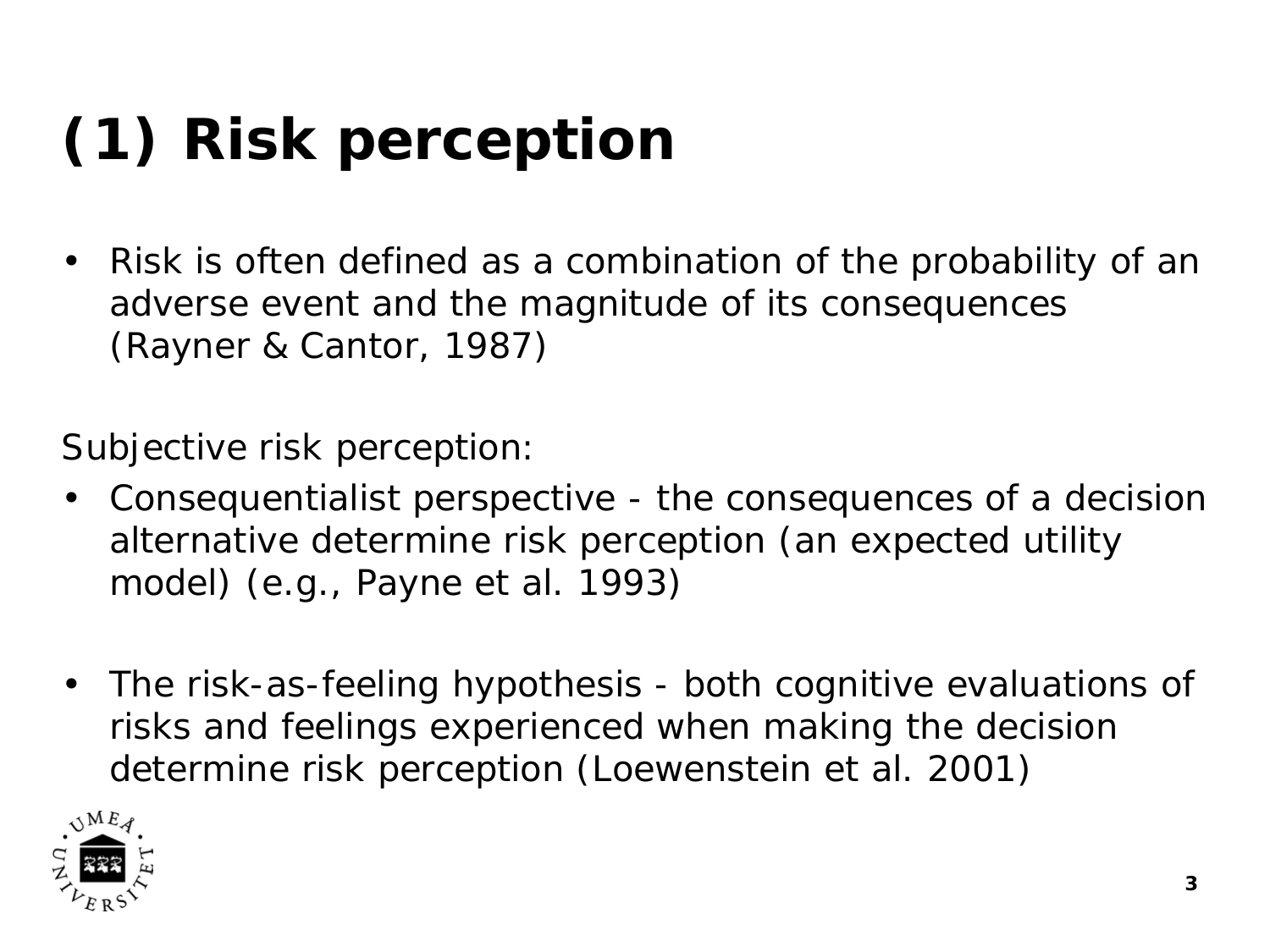# (1) Risk perception

- Risk is often defined as a combination of the probability of an adverse event and the magnitude of its consequences (Rayner & Cantor, 1987)

Subjective risk perception:

- Consequentialist perspective - the consequences of a decision alternative determine risk perception (an expected utility model) (e.g., Payne et al. 1993)

- The risk-as-feeling hypothesis - both cognitive evaluations of risks and feelings experienced when making the decision determine risk perception (Loewenstein et al. 2001)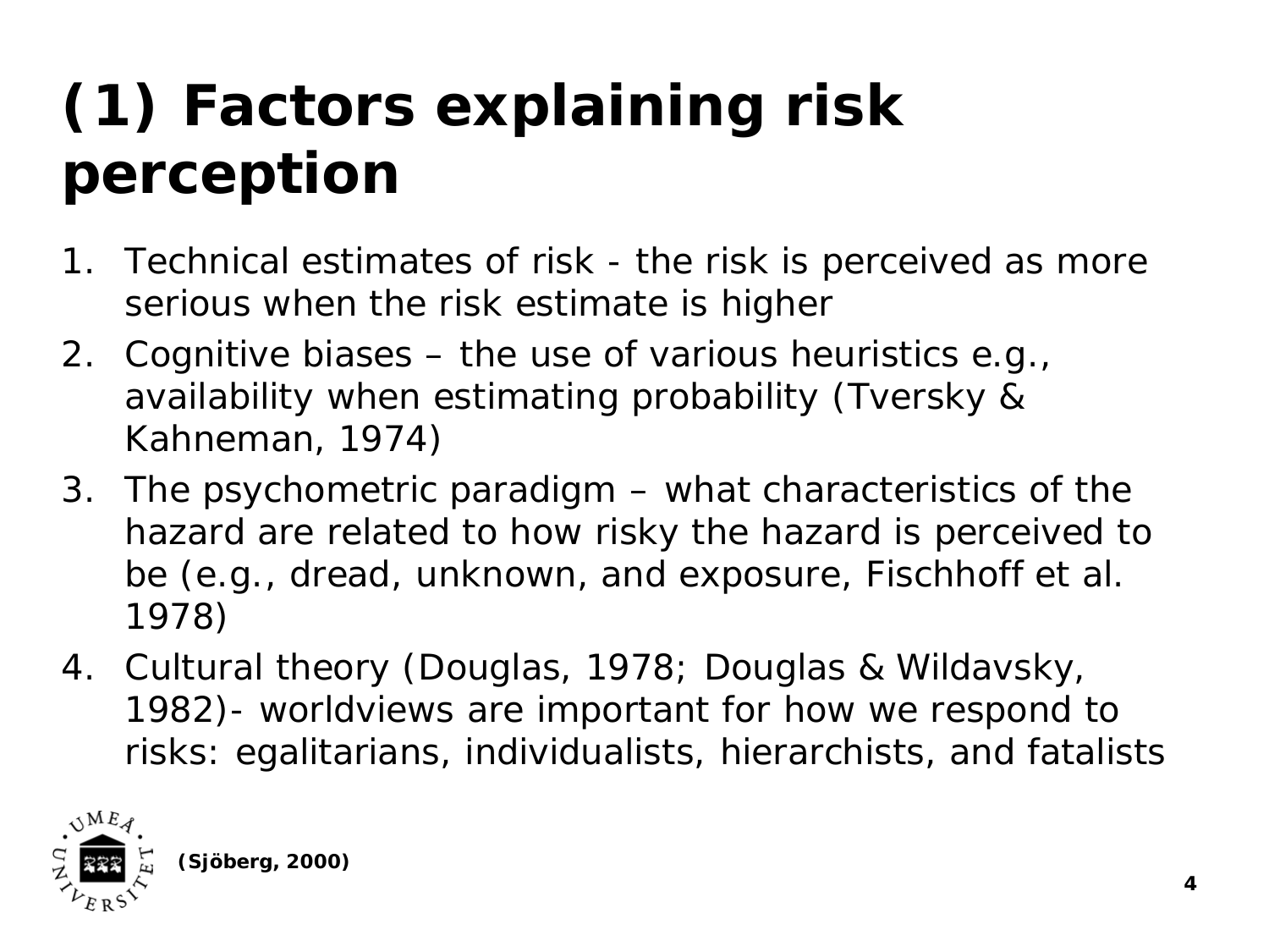# (1) Factors explaining risk perception

1. Technical estimates of risk - the risk is perceived as more serious when the risk estimate is higher
2. Cognitive biases – the use of various heuristics e.g., availability when estimating probability (Tversky & Kahneman, 1974)
3. The psychometric paradigm – what characteristics of the hazard are related to how risky the hazard is perceived to be (e.g., dread, unknown, and exposure, Fischhoff et al. 1978)
4. Cultural theory (Douglas, 1978; Douglas & Wildavsky, 1982)- worldviews are important for how we respond to risks: egalitarians, individualists, hierarchists, and fatalists

**(Sjöberg, 2000)**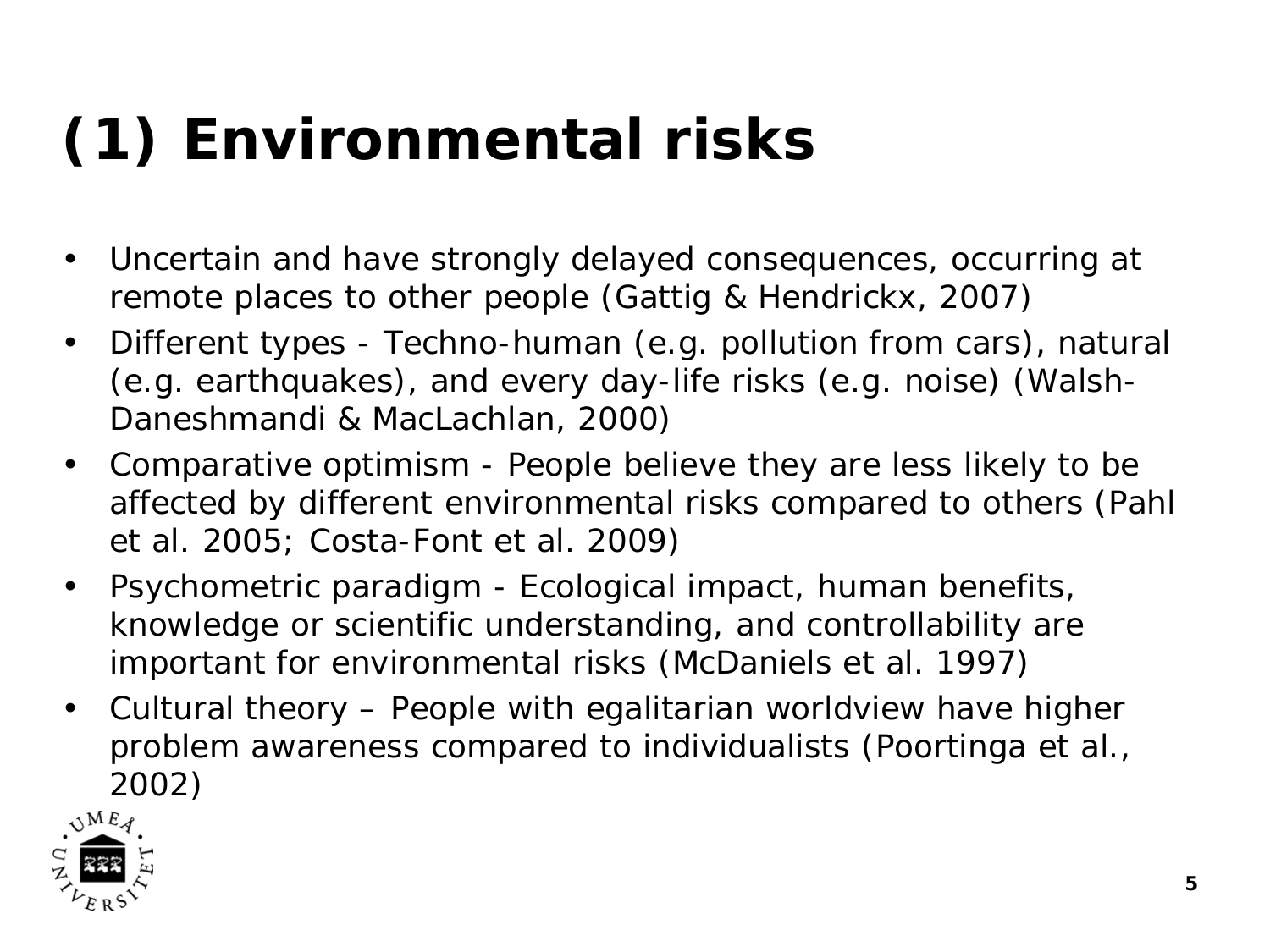# (1) Environmental risks

- Uncertain and have strongly delayed consequences, occurring at remote places to other people (Gattig & Hendrickx, 2007)
- Different types - Techno-human (e.g. pollution from cars), natural (e.g. earthquakes), and every day-life risks (e.g. noise) (Walsh-Daneshmandi & MacLachlan, 2000)
- Comparative optimism - People believe they are less likely to be affected by different environmental risks compared to others (Pahl et al. 2005; Costa-Font et al. 2009)
- Psychometric paradigm - Ecological impact, human benefits, knowledge or scientific understanding, and controllability are important for environmental risks (McDaniels et al. 1997)
- Cultural theory – People with egalitarian worldview have higher problem awareness compared to individualists (Poortinga et al., 2002)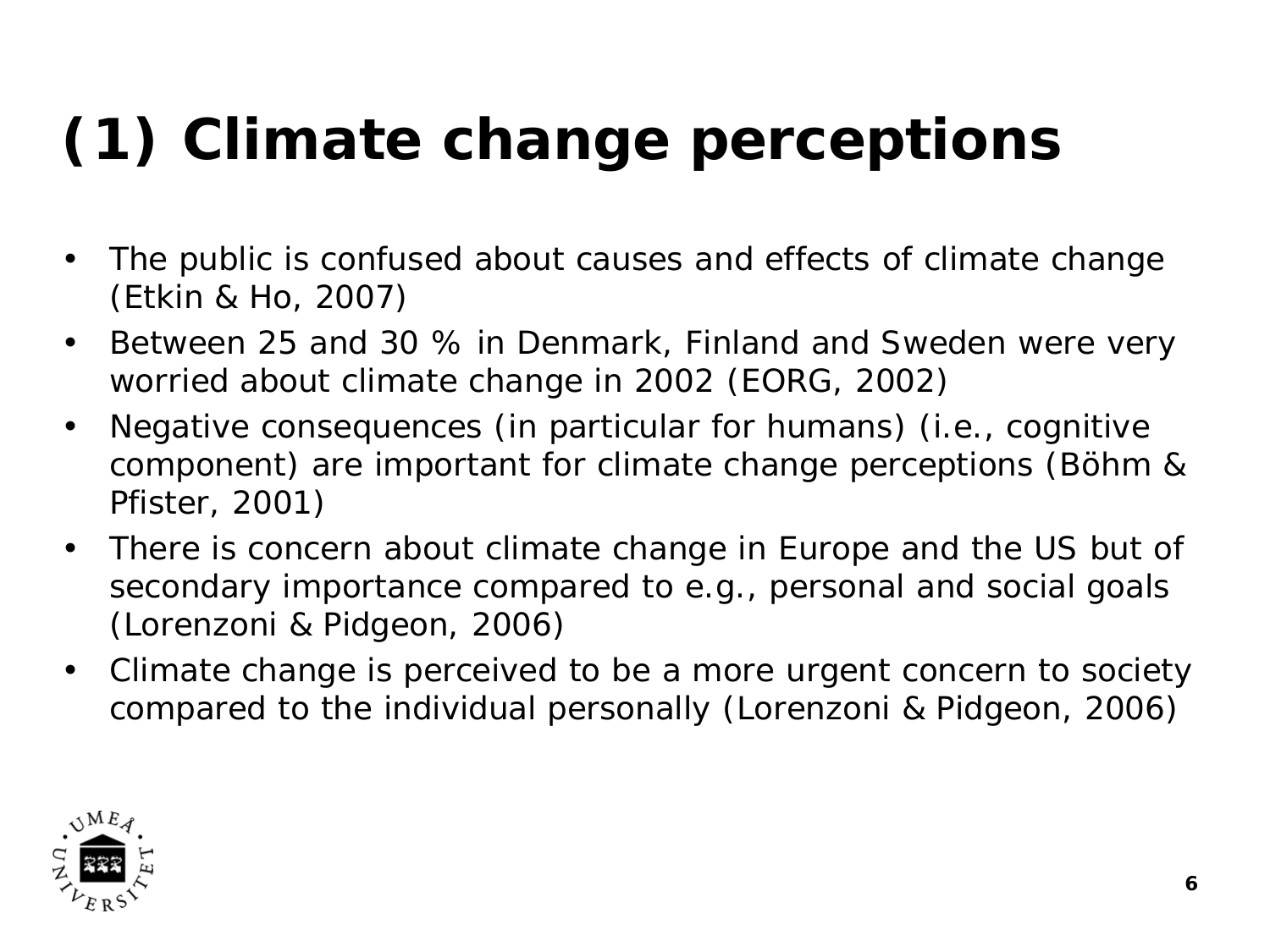# (1) Climate change perceptions

- The public is confused about causes and effects of climate change (Etkin & Ho, 2007)
- Between 25 and 30 % in Denmark, Finland and Sweden were very worried about climate change in 2002 (EORG, 2002)
- Negative consequences (in particular for humans) (i.e., cognitive component) are important for climate change perceptions (Böhm & Pfister, 2001)
- There is concern about climate change in Europe and the US but of secondary importance compared to e.g., personal and social goals (Lorenzoni & Pidgeon, 2006)
- Climate change is perceived to be a more urgent concern to society compared to the individual personally (Lorenzoni & Pidgeon, 2006)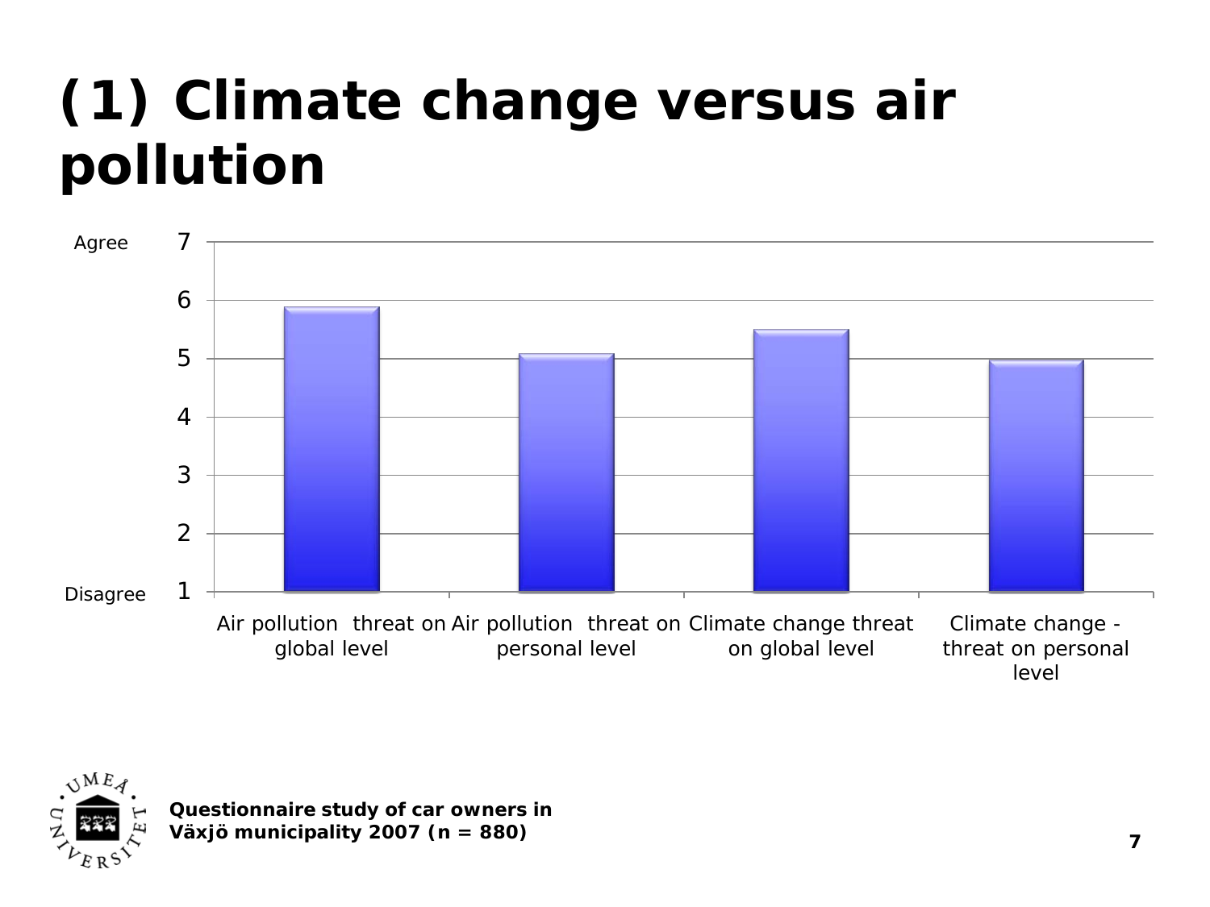# (1) Climate change versus air pollution

Agree 7

6

5

4

3

2

Disagree 1

Air pollution threat on global level | Air pollution threat on personal level | Climate change threat on global level | Climate change - threat on personal level

**Questionnaire study of car owners in Växjö municipality 2007 (n = 880)**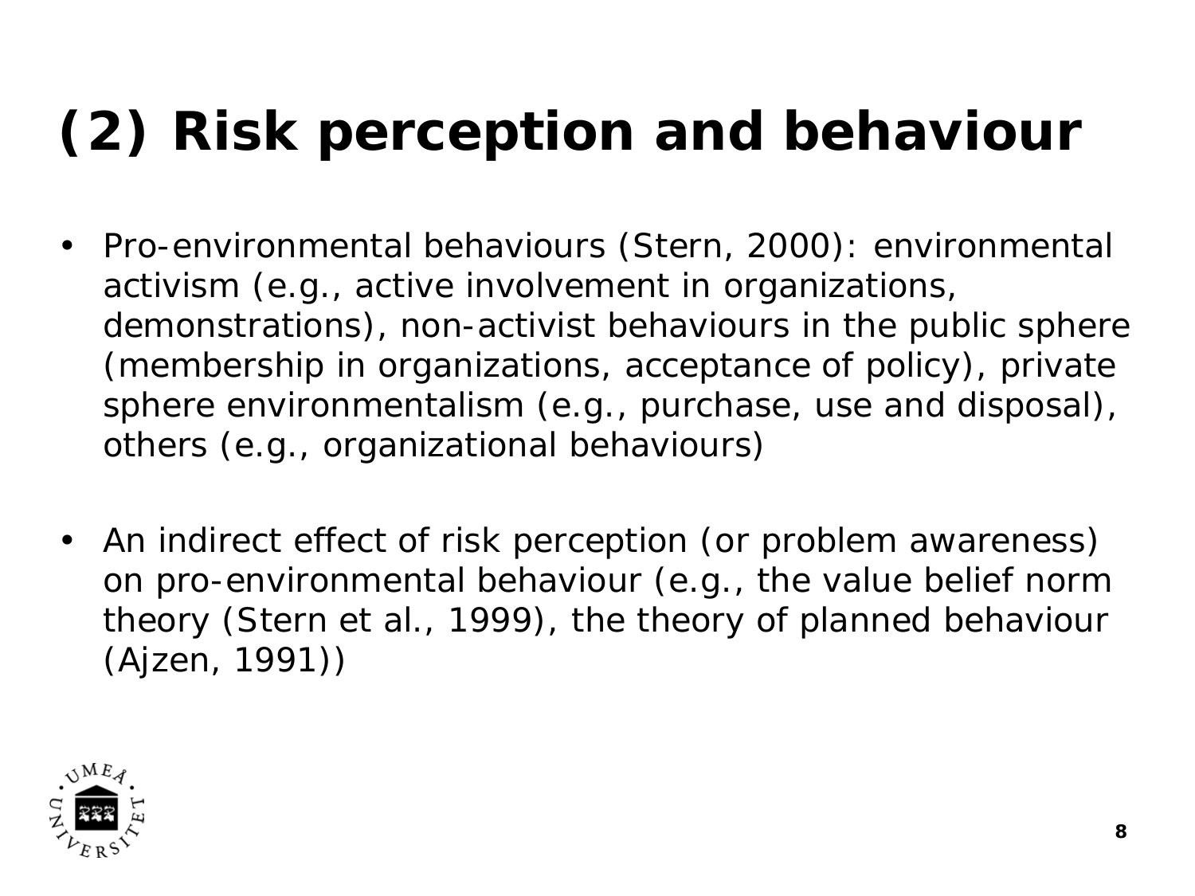# (2) Risk perception and behaviour

- Pro-environmental behaviours (Stern, 2000): environmental activism (e.g., active involvement in organizations, demonstrations), non-activist behaviours in the public sphere (membership in organizations, acceptance of policy), private sphere environmentalism (e.g., purchase, use and disposal), others (e.g., organizational behaviours)

- An indirect effect of risk perception (or problem awareness) on pro-environmental behaviour (e.g., the value belief norm theory (Stern et al., 1999), the theory of planned behaviour (Ajzen, 1991))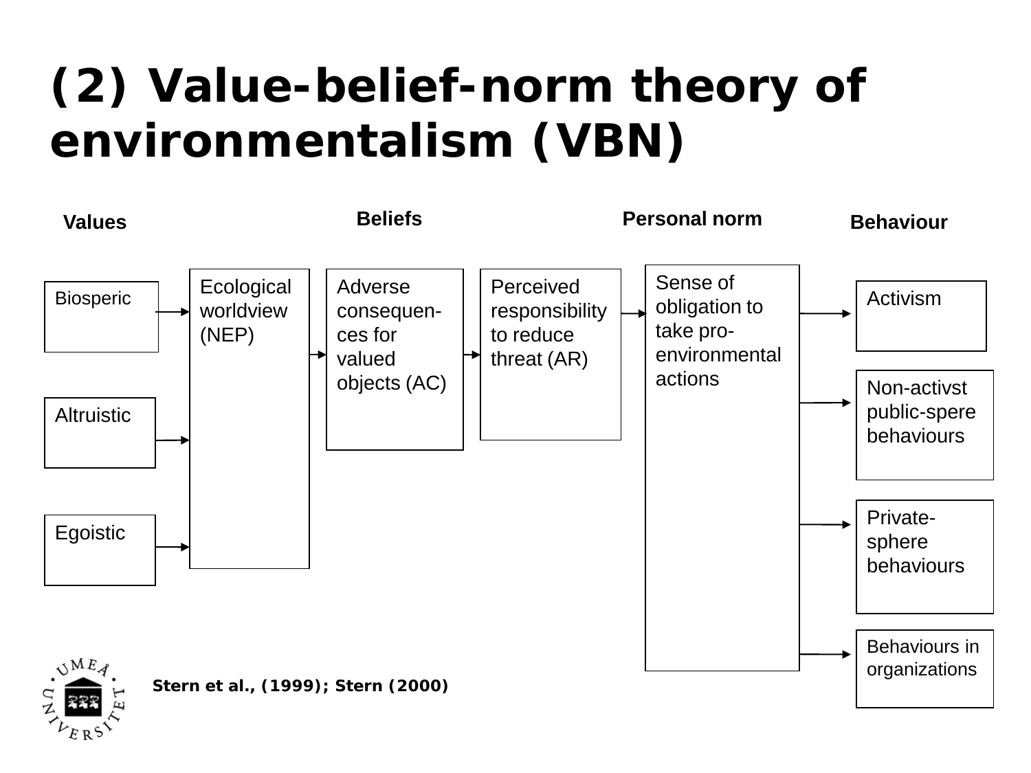# (2) Value-belief-norm theory of environmentalism (VBN)

Values

Beliefs

Personal norm

Behaviour

Biosperic

Altruistic

Egoistic

Ecological worldview (NEP)

Adverse consequen-ces for valued objects (AC)

Perceived responsibility to reduce threat (AR)

Sense of obligation to take pro-environmental actions

Activism

Non-activst public-spere behaviours

Private-sphere behaviours

Behaviours in organizations

**Stern et al., (1999); Stern (2000)**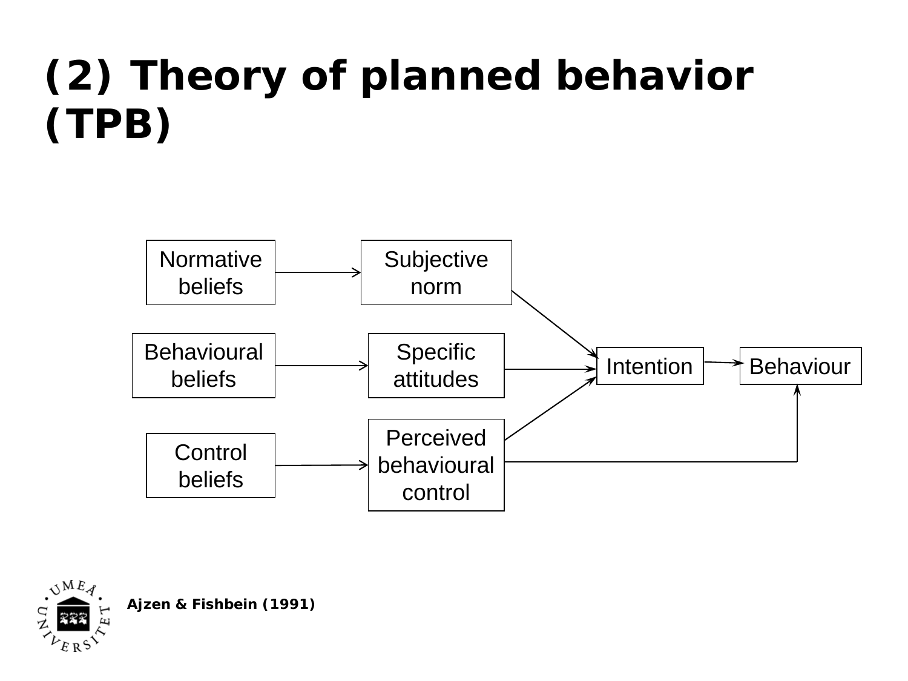# (2) Theory of planned behavior (TPB)

Normative beliefs → Subjective norm

Behavioural beliefs → Specific attitudes

Control beliefs → Perceived behavioural control

Subjective norm → Intention

Specific attitudes → Intention

Perceived behavioural control → Intention

Perceived behavioural control → Behaviour

Intention → Behaviour

**Ajzen & Fishbein (1991)**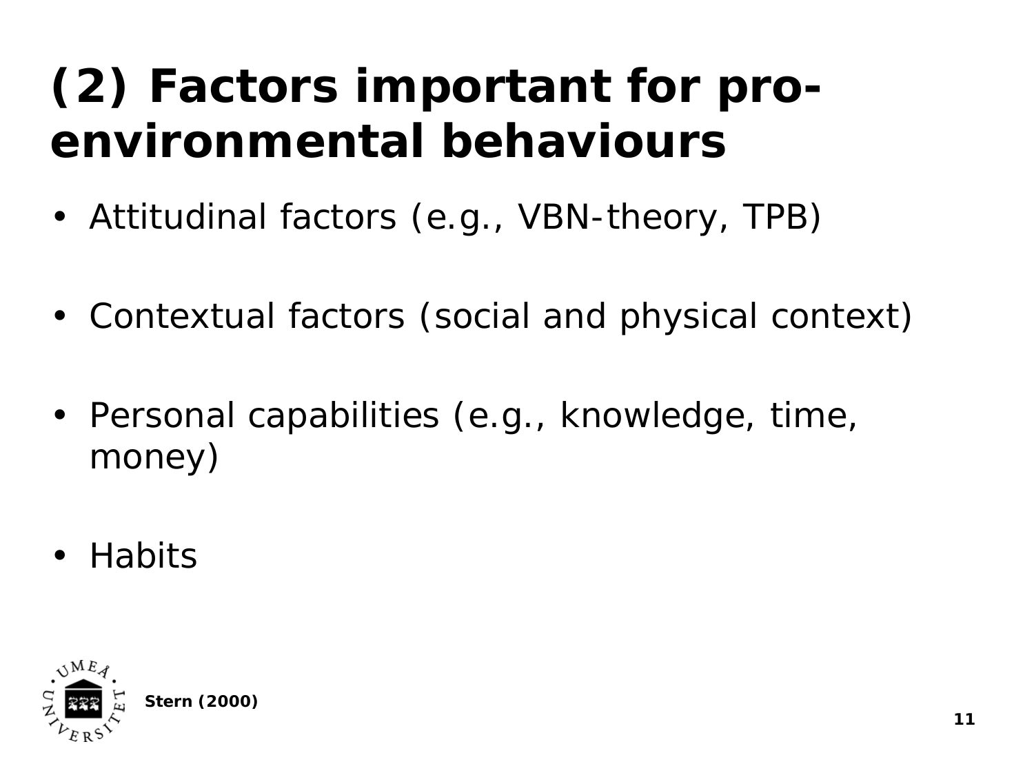# (2) Factors important for pro-environmental behaviours

- Attitudinal factors (e.g., VBN-theory, TPB)
- Contextual factors (social and physical context)
- Personal capabilities (e.g., knowledge, time, money)
- Habits

**Stern (2000)**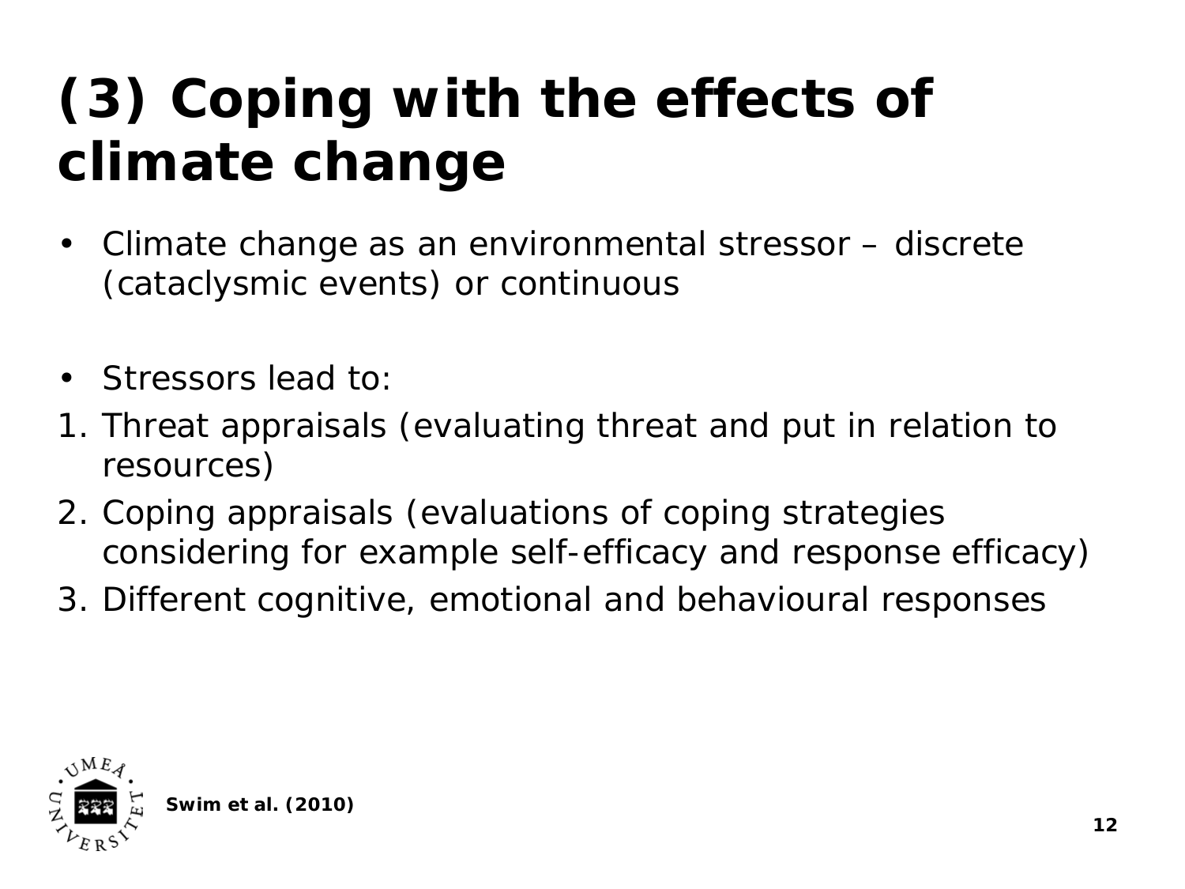# (3) Coping with the effects of climate change

- Climate change as an environmental stressor – discrete (cataclysmic events) or continuous

- Stressors lead to:

1. Threat appraisals (evaluating threat and put in relation to resources)
2. Coping appraisals (evaluations of coping strategies considering for example self-efficacy and response efficacy)
3. Different cognitive, emotional and behavioural responses

**Swim et al. (2010)**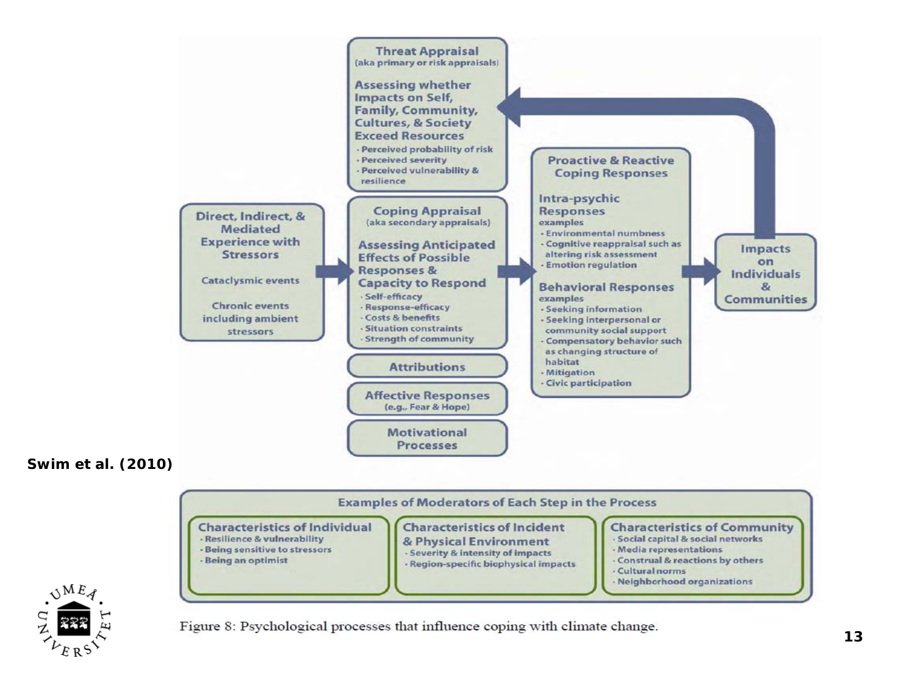Swim et al. (2010)

Threat Appraisal
(aka primary or risk appraisals)

Assessing whether Impacts on Self, Family, Community, Cultures, & Society Exceed Resources
- Perceived probability of risk
- Perceived severity
- Perceived vulnerability & resilience

Direct, Indirect, & Mediated Experience with Stressors

Cataclysmic events

Chronic events including ambient stressors

Coping Appraisal
(aka secondary appraisals)

Assessing Anticipated Effects of Possible Responses & Capacity to Respond
- Self-efficacy
- Response-efficacy
- Costs & benefits
- Situation constraints
- Strength of community

Attributions

Affective Responses
(e.g., Fear & Hope)

Motivational Processes

Proactive & Reactive Coping Responses

Intra-psychic Responses
examples
- Environmental numbness
- Cognitive reappraisal such as altering risk assessment
- Emotion regulation

Behavioral Responses
examples
- Seeking information
- Seeking interpersonal or community social support
- Compensatory behavior such as changing structure of habitat
- Mitigation
- Civic participation

Impacts on Individuals & Communities

Examples of Moderators of Each Step in the Process

Characteristics of Individual
- Resilience & vulnerability
- Being sensitive to stressors
- Being an optimist

Characteristics of Incident & Physical Environment
- Severity & intensity of impacts
- Region-specific biophysical impacts

Characteristics of Community
- Social capital & social networks
- Media representations
- Construal & reactions by others
- Cultural norms
- Neighborhood organizations

Figure 8: Psychological processes that influence coping with climate change.